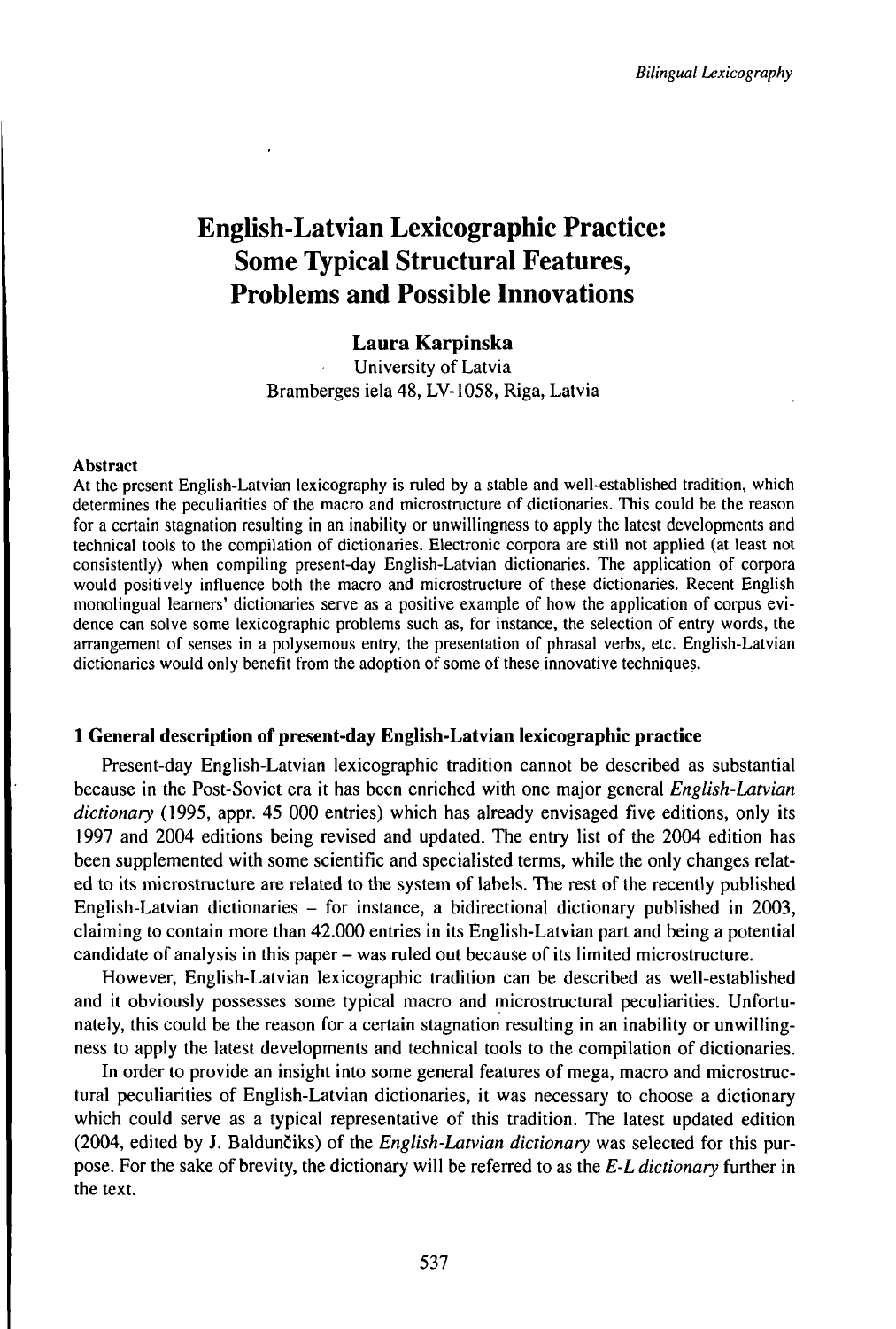# English-Latvian Lexicographic Practice: Some Typical Structural Features, Problems and Possible Innovations

**Laura Karpinska**
University of Latvia
Bramberges iela 48, LV-1058, Riga, Latvia

**Abstract**

At the present English-Latvian lexicography is ruled by a stable and well-established tradition, which determines the peculiarities of the macro and microstructure of dictionaries. This could be the reason for a certain stagnation resulting in an inability or unwillingness to apply the latest developments and technical tools to the compilation of dictionaries. Electronic corpora are still not applied (at least not consistently) when compiling present-day English-Latvian dictionaries. The application of corpora would positively influence both the macro and microstructure of these dictionaries. Recent English monolingual learners' dictionaries serve as a positive example of how the application of corpus evidence can solve some lexicographic problems such as, for instance, the selection of entry words, the arrangement of senses in a polysemous entry, the presentation of phrasal verbs, etc. English-Latvian dictionaries would only benefit from the adoption of some of these innovative techniques.

## 1 General description of present-day English-Latvian lexicographic practice

Present-day English-Latvian lexicographic tradition cannot be described as substantial because in the Post-Soviet era it has been enriched with one major general *English-Latvian dictionary* (1995, appr. 45 000 entries) which has already envisaged five editions, only its 1997 and 2004 editions being revised and updated. The entry list of the 2004 edition has been supplemented with some scientific and specialisted terms, while the only changes related to its microstructure are related to the system of labels. The rest of the recently published English-Latvian dictionaries – for instance, a bidirectional dictionary published in 2003, claiming to contain more than 42.000 entries in its English-Latvian part and being a potential candidate of analysis in this paper – was ruled out because of its limited microstructure.

However, English-Latvian lexicographic tradition can be described as well-established and it obviously possesses some typical macro and microstructural peculiarities. Unfortunately, this could be the reason for a certain stagnation resulting in an inability or unwillingness to apply the latest developments and technical tools to the compilation of dictionaries.

In order to provide an insight into some general features of mega, macro and microstructural peculiarities of English-Latvian dictionaries, it was necessary to choose a dictionary which could serve as a typical representative of this tradition. The latest updated edition (2004, edited by J. Baldunčiks) of the *English-Latvian dictionary* was selected for this purpose. For the sake of brevity, the dictionary will be referred to as the *E-L dictionary* further in the text.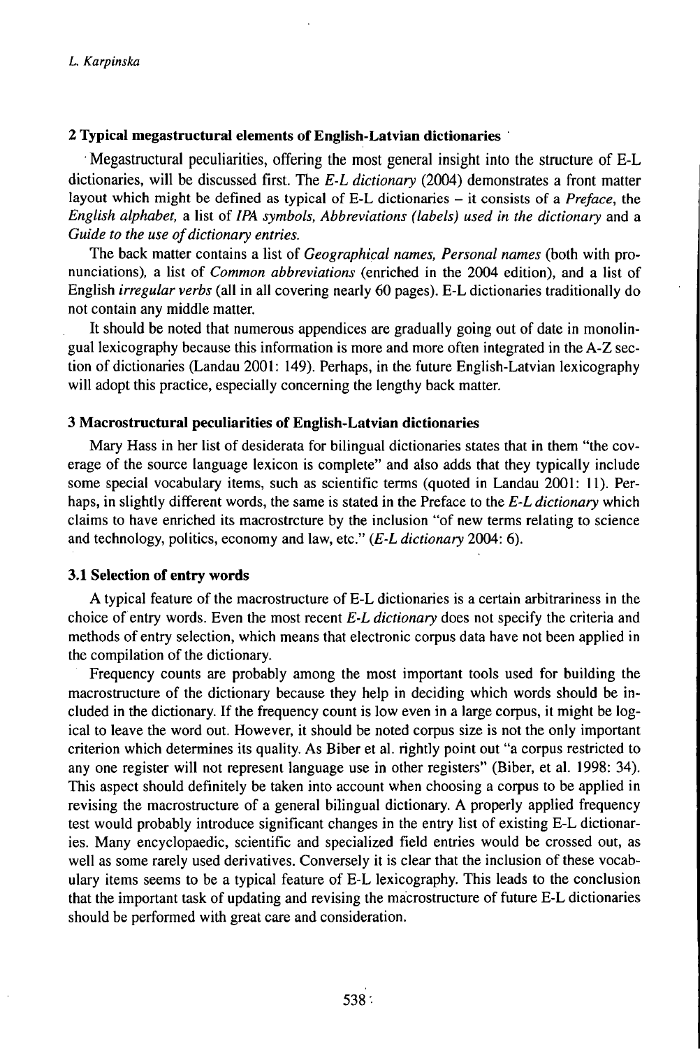## 2 Typical megastructural elements of English-Latvian dictionaries

Megastructural peculiarities, offering the most general insight into the structure of E-L dictionaries, will be discussed first. The *E-L dictionary* (2004) demonstrates a front matter layout which might be defined as typical of E-L dictionaries – it consists of a *Preface*, the *English alphabet*, a list of *IPA symbols, Abbreviations (labels) used in the dictionary* and a *Guide to the use of dictionary entries*.

The back matter contains a list of *Geographical names, Personal names* (both with pronunciations), a list of *Common abbreviations* (enriched in the 2004 edition), and a list of English *irregular verbs* (all in all covering nearly 60 pages). E-L dictionaries traditionally do not contain any middle matter.

It should be noted that numerous appendices are gradually going out of date in monolingual lexicography because this information is more and more often integrated in the A-Z section of dictionaries (Landau 2001: 149). Perhaps, in the future English-Latvian lexicography will adopt this practice, especially concerning the lengthy back matter.

## 3 Macrostructural peculiarities of English-Latvian dictionaries

Mary Hass in her list of desiderata for bilingual dictionaries states that in them "the coverage of the source language lexicon is complete" and also adds that they typically include some special vocabulary items, such as scientific terms (quoted in Landau 2001: 11). Perhaps, in slightly different words, the same is stated in the Preface to the *E-L dictionary* which claims to have enriched its macrostrcture by the inclusion "of new terms relating to science and technology, politics, economy and law, etc." (*E-L dictionary* 2004: 6).

### 3.1 Selection of entry words

A typical feature of the macrostructure of E-L dictionaries is a certain arbitrariness in the choice of entry words. Even the most recent *E-L dictionary* does not specify the criteria and methods of entry selection, which means that electronic corpus data have not been applied in the compilation of the dictionary.

Frequency counts are probably among the most important tools used for building the macrostructure of the dictionary because they help in deciding which words should be included in the dictionary. If the frequency count is low even in a large corpus, it might be logical to leave the word out. However, it should be noted corpus size is not the only important criterion which determines its quality. As Biber et al. rightly point out "a corpus restricted to any one register will not represent language use in other registers" (Biber, et al. 1998: 34). This aspect should definitely be taken into account when choosing a corpus to be applied in revising the macrostructure of a general bilingual dictionary. A properly applied frequency test would probably introduce significant changes in the entry list of existing E-L dictionaries. Many encyclopaedic, scientific and specialized field entries would be crossed out, as well as some rarely used derivatives. Conversely it is clear that the inclusion of these vocabulary items seems to be a typical feature of E-L lexicography. This leads to the conclusion that the important task of updating and revising the macrostructure of future E-L dictionaries should be performed with great care and consideration.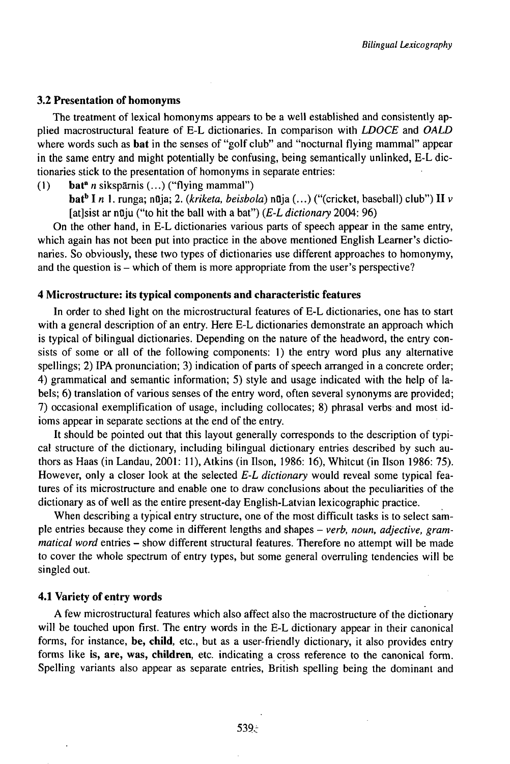### 3.2 Presentation of homonyms

The treatment of lexical homonyms appears to be a well established and consistently applied macrostructural feature of E-L dictionaries. In comparison with *LDOCE* and *OALD* where words such as **bat** in the senses of "golf club" and "nocturnal flying mammal" appear in the same entry and might potentially be confusing, being semantically unlinked, E-L dictionaries stick to the presentation of homonyms in separate entries:

(1) **bat**[a] *n* sikspārnis (...) ("flying mammal")
**bat**[b] **I** *n* 1. runga; nūja; 2. (*kriketa, beisbola*) nūja (...) ("(cricket, baseball) club") **II** *v* [at]sist ar nūju ("to hit the ball with a bat") (*E-L dictionary* 2004: 96)

On the other hand, in E-L dictionaries various parts of speech appear in the same entry, which again has not been put into practice in the above mentioned English Learner's dictionaries. So obviously, these two types of dictionaries use different approaches to homonymy, and the question is – which of them is more appropriate from the user's perspective?

## 4 Microstructure: its typical components and characteristic features

In order to shed light on the microstructural features of E-L dictionaries, one has to start with a general description of an entry. Here E-L dictionaries demonstrate an approach which is typical of bilingual dictionaries. Depending on the nature of the headword, the entry consists of some or all of the following components: 1) the entry word plus any alternative spellings; 2) IPA pronunciation; 3) indication of parts of speech arranged in a concrete order; 4) grammatical and semantic information; 5) style and usage indicated with the help of labels; 6) translation of various senses of the entry word, often several synonyms are provided; 7) occasional exemplification of usage, including collocates; 8) phrasal verbs and most idioms appear in separate sections at the end of the entry.

It should be pointed out that this layout generally corresponds to the description of typical structure of the dictionary, including bilingual dictionary entries described by such authors as Haas (in Landau, 2001: 11), Atkins (in Ilson, 1986: 16), Whitcut (in Ilson 1986: 75). However, only a closer look at the selected *E-L dictionary* would reveal some typical features of its microstructure and enable one to draw conclusions about the peculiarities of the dictionary as of well as the entire present-day English-Latvian lexicographic practice.

When describing a typical entry structure, one of the most difficult tasks is to select sample entries because they come in different lengths and shapes – *verb, noun, adjective, grammatical word* entries – show different structural features. Therefore no attempt will be made to cover the whole spectrum of entry types, but some general overruling tendencies will be singled out.

### 4.1 Variety of entry words

A few microstructural features which also affect also the macrostructure of the dictionary will be touched upon first. The entry words in the E-L dictionary appear in their canonical forms, for instance, **be, child,** etc., but as a user-friendly dictionary, it also provides entry forms like **is, are, was, children,** etc. indicating a cross reference to the canonical form. Spelling variants also appear as separate entries, British spelling being the dominant and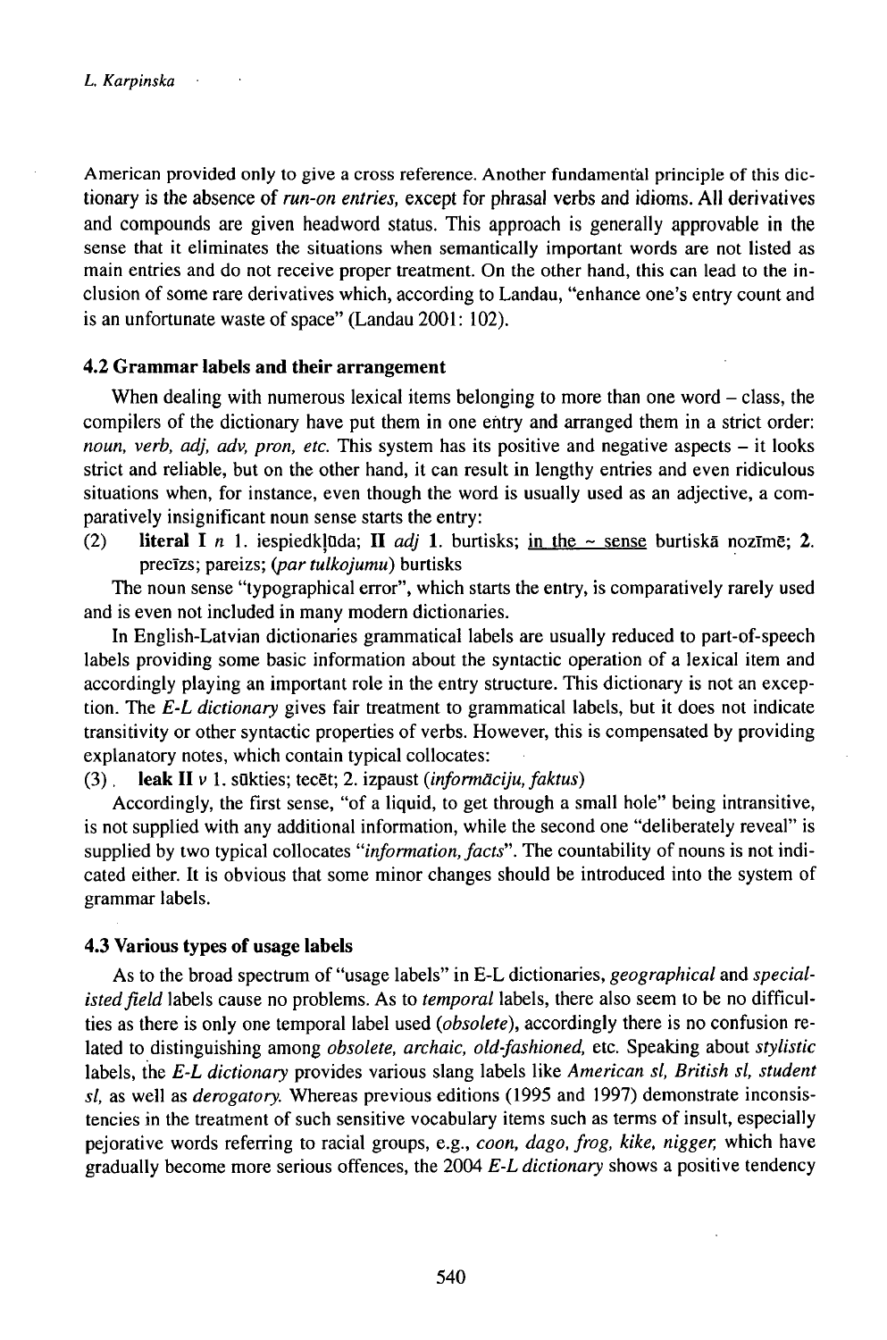American provided only to give a cross reference. Another fundamental principle of this dictionary is the absence of *run-on entries,* except for phrasal verbs and idioms. All derivatives and compounds are given headword status. This approach is generally approvable in the sense that it eliminates the situations when semantically important words are not listed as main entries and do not receive proper treatment. On the other hand, this can lead to the inclusion of some rare derivatives which, according to Landau, "enhance one's entry count and is an unfortunate waste of space" (Landau 2001: 102).

### 4.2 Grammar labels and their arrangement

When dealing with numerous lexical items belonging to more than one word – class, the compilers of the dictionary have put them in one entry and arranged them in a strict order: *noun, verb, adj, adv, pron, etc.* This system has its positive and negative aspects – it looks strict and reliable, but on the other hand, it can result in lengthy entries and even ridiculous situations when, for instance, even though the word is usually used as an adjective, a comparatively insignificant noun sense starts the entry:

(2) **literal I** *n* 1. iespiedkļūda; **II** *adj* **1.** burtisks; in the ~ sense burtiskā nozīmē; **2.** precīzs; pareizs; *(par tulkojumu)* burtisks

The noun sense "typographical error", which starts the entry, is comparatively rarely used and is even not included in many modern dictionaries.

In English-Latvian dictionaries grammatical labels are usually reduced to part-of-speech labels providing some basic information about the syntactic operation of a lexical item and accordingly playing an important role in the entry structure. This dictionary is not an exception. The *E-L dictionary* gives fair treatment to grammatical labels, but it does not indicate transitivity or other syntactic properties of verbs. However, this is compensated by providing explanatory notes, which contain typical collocates:

(3) **leak II** *v* 1. sūkties; tecēt; 2. izpaust *(informāciju, faktus)*

Accordingly, the first sense, "of a liquid, to get through a small hole" being intransitive, is not supplied with any additional information, while the second one "deliberately reveal" is supplied by two typical collocates *"information, facts"*. The countability of nouns is not indicated either. It is obvious that some minor changes should be introduced into the system of grammar labels.

### 4.3 Various types of usage labels

As to the broad spectrum of "usage labels" in E-L dictionaries, *geographical* and *specialisted field* labels cause no problems. As to *temporal* labels, there also seem to be no difficulties as there is only one temporal label used (*obsolete*), accordingly there is no confusion related to distinguishing among *obsolete, archaic, old-fashioned,* etc. Speaking about *stylistic* labels, the *E-L dictionary* provides various slang labels like *American sl, British sl, student sl,* as well as *derogatory.* Whereas previous editions (1995 and 1997) demonstrate inconsistencies in the treatment of such sensitive vocabulary items such as terms of insult, especially pejorative words referring to racial groups, e.g., *coon, dago, frog, kike, nigger,* which have gradually become more serious offences, the 2004 *E-L dictionary* shows a positive tendency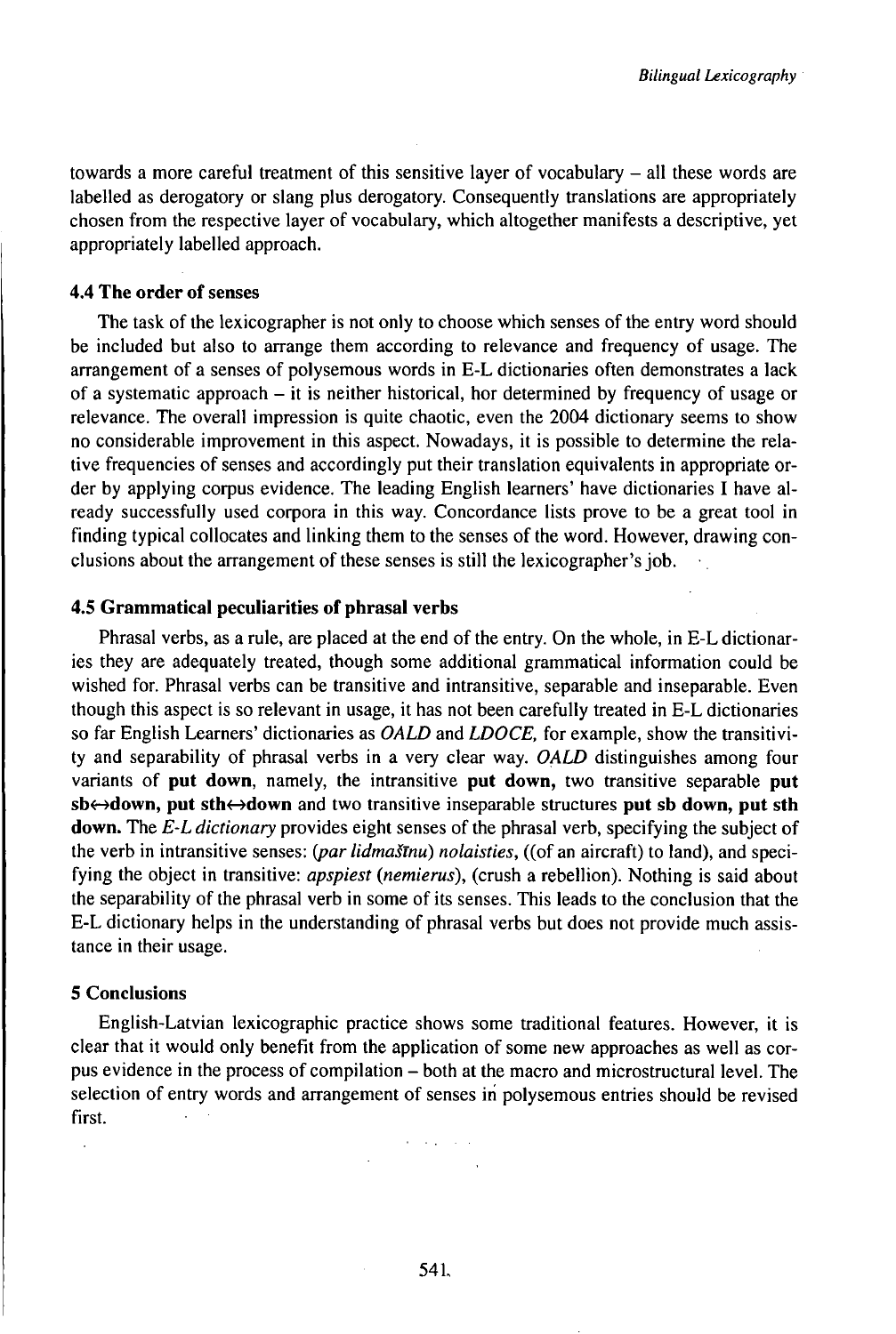towards a more careful treatment of this sensitive layer of vocabulary – all these words are labelled as derogatory or slang plus derogatory. Consequently translations are appropriately chosen from the respective layer of vocabulary, which altogether manifests a descriptive, yet appropriately labelled approach.

### 4.4 The order of senses

The task of the lexicographer is not only to choose which senses of the entry word should be included but also to arrange them according to relevance and frequency of usage. The arrangement of a senses of polysemous words in E-L dictionaries often demonstrates a lack of a systematic approach – it is neither historical, hor determined by frequency of usage or relevance. The overall impression is quite chaotic, even the 2004 dictionary seems to show no considerable improvement in this aspect. Nowadays, it is possible to determine the relative frequencies of senses and accordingly put their translation equivalents in appropriate order by applying corpus evidence. The leading English learners' have dictionaries I have already successfully used corpora in this way. Concordance lists prove to be a great tool in finding typical collocates and linking them to the senses of the word. However, drawing conclusions about the arrangement of these senses is still the lexicographer's job.

### 4.5 Grammatical peculiarities of phrasal verbs

Phrasal verbs, as a rule, are placed at the end of the entry. On the whole, in E-L dictionaries they are adequately treated, though some additional grammatical information could be wished for. Phrasal verbs can be transitive and intransitive, separable and inseparable. Even though this aspect is so relevant in usage, it has not been carefully treated in E-L dictionaries so far English Learners' dictionaries as *OALD* and *LDOCE*, for example, show the transitivity and separability of phrasal verbs in a very clear way. *OALD* distinguishes among four variants of **put down**, namely, the intransitive **put down**, two transitive separable **put sb↔down, put sth↔down** and two transitive inseparable structures **put sb down, put sth down.** The *E-L dictionary* provides eight senses of the phrasal verb, specifying the subject of the verb in intransitive senses: *(par lidmašīnu) nolaisties*, ((of an aircraft) to land), and specifying the object in transitive: *apspiest (nemierus)*, (crush a rebellion). Nothing is said about the separability of the phrasal verb in some of its senses. This leads to the conclusion that the E-L dictionary helps in the understanding of phrasal verbs but does not provide much assistance in their usage.

## 5 Conclusions

English-Latvian lexicographic practice shows some traditional features. However, it is clear that it would only benefit from the application of some new approaches as well as corpus evidence in the process of compilation – both at the macro and microstructural level. The selection of entry words and arrangement of senses in polysemous entries should be revised first.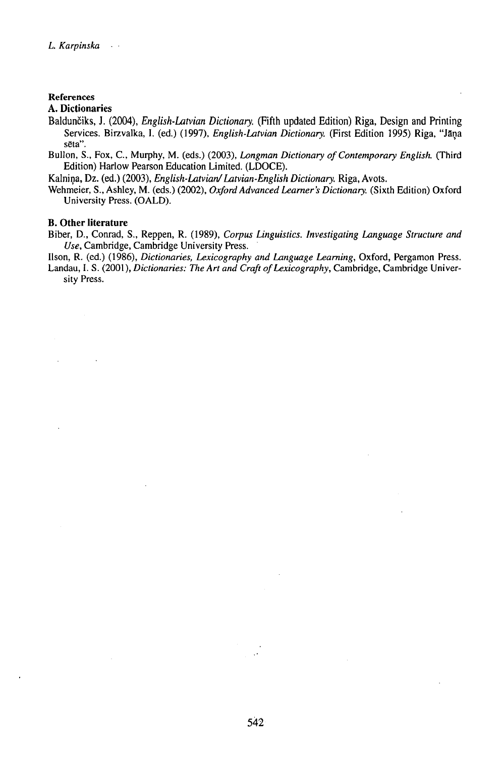## References

### A. Dictionaries

Baldunčiks, J. (2004), *English-Latvian Dictionary.* (Fifth updated Edition) Riga, Design and Printing Services. Birzvalka, I. (ed.) (1997), *English-Latvian Dictionary.* (First Edition 1995) Riga, "Jāņa sēta".

Bullon, S., Fox, C., Murphy, M. (eds.) (2003), *Longman Dictionary of Contemporary English.* (Third Edition) Harlow Pearson Education Limited. (LDOCE).

Kalniņa, Dz. (ed.) (2003), *English-Latvian/ Latvian-English Dictionary.* Riga, Avots.

Wehmeier, S., Ashley, M. (eds.) (2002), *Oxford Advanced Learner's Dictionary.* (Sixth Edition) Oxford University Press. (OALD).

### B. Other literature

Biber, D., Conrad, S., Reppen, R. (1989), *Corpus Linguistics. Investigating Language Structure and Use*, Cambridge, Cambridge University Press.

Ilson, R. (ed.) (1986), *Dictionaries, Lexicography and Language Learning*, Oxford, Pergamon Press.

Landau, I. S. (2001), *Dictionaries: The Art and Craft of Lexicography*, Cambridge, Cambridge University Press.